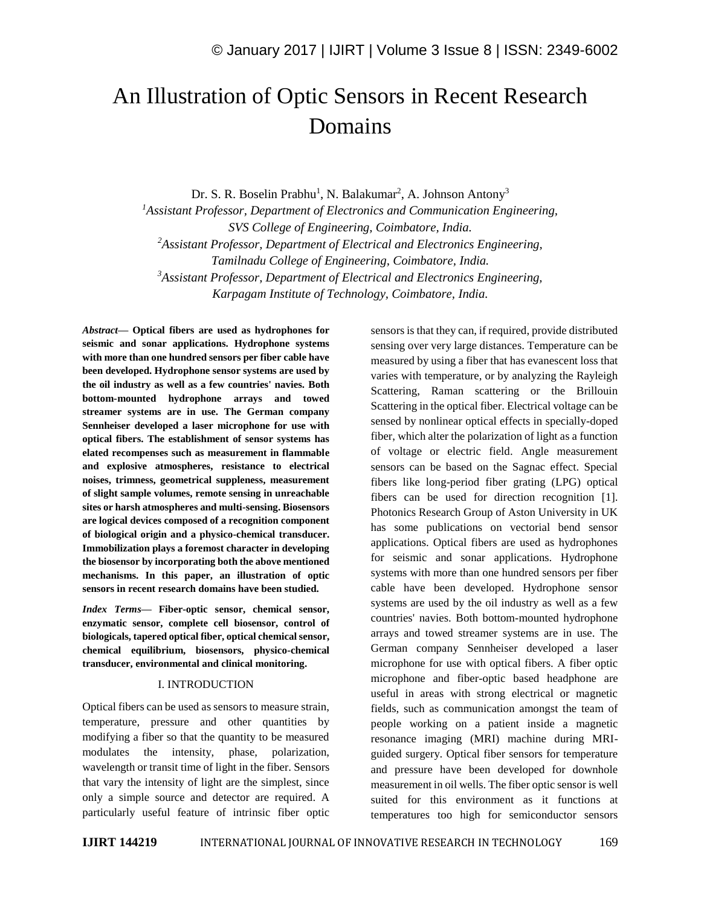# An Illustration of Optic Sensors in Recent Research Domains

Dr. S. R. Boselin Prabhu[1], N. Balakumar[2], A. Johnson Antony[3]

[1]*Assistant Professor, Department of Electronics and Communication Engineering, SVS College of Engineering, Coimbatore, India.*

[2]*Assistant Professor, Department of Electrical and Electronics Engineering, Tamilnadu College of Engineering, Coimbatore, India.*

[3]*Assistant Professor, Department of Electrical and Electronics Engineering, Karpagam Institute of Technology, Coimbatore, India.*

***Abstract*— Optical fibers are used as hydrophones for seismic and sonar applications. Hydrophone systems with more than one hundred sensors per fiber cable have been developed. Hydrophone sensor systems are used by the oil industry as well as a few countries' navies. Both bottom-mounted hydrophone arrays and towed streamer systems are in use. The German company Sennheiser developed a laser microphone for use with optical fibers. The establishment of sensor systems has elated recompenses such as measurement in flammable and explosive atmospheres, resistance to electrical noises, trimness, geometrical suppleness, measurement of slight sample volumes, remote sensing in unreachable sites or harsh atmospheres and multi-sensing. Biosensors are logical devices composed of a recognition component of biological origin and a physico-chemical transducer. Immobilization plays a foremost character in developing the biosensor by incorporating both the above mentioned mechanisms. In this paper, an illustration of optic sensors in recent research domains have been studied.**

***Index Terms*— Fiber-optic sensor, chemical sensor, enzymatic sensor, complete cell biosensor, control of biologicals, tapered optical fiber, optical chemical sensor, chemical equilibrium, biosensors, physico-chemical transducer, environmental and clinical monitoring.**

## I. INTRODUCTION

Optical fibers can be used as sensors to measure strain, temperature, pressure and other quantities by modifying a fiber so that the quantity to be measured modulates the intensity, phase, polarization, wavelength or transit time of light in the fiber. Sensors that vary the intensity of light are the simplest, since only a simple source and detector are required. A particularly useful feature of intrinsic fiber optic sensors is that they can, if required, provide distributed sensing over very large distances. Temperature can be measured by using a fiber that has evanescent loss that varies with temperature, or by analyzing the Rayleigh Scattering, Raman scattering or the Brillouin Scattering in the optical fiber. Electrical voltage can be sensed by nonlinear optical effects in specially-doped fiber, which alter the polarization of light as a function of voltage or electric field. Angle measurement sensors can be based on the Sagnac effect. Special fibers like long-period fiber grating (LPG) optical fibers can be used for direction recognition [1]. Photonics Research Group of Aston University in UK has some publications on vectorial bend sensor applications. Optical fibers are used as hydrophones for seismic and sonar applications. Hydrophone systems with more than one hundred sensors per fiber cable have been developed. Hydrophone sensor systems are used by the oil industry as well as a few countries' navies. Both bottom-mounted hydrophone arrays and towed streamer systems are in use. The German company Sennheiser developed a laser microphone for use with optical fibers. A fiber optic microphone and fiber-optic based headphone are useful in areas with strong electrical or magnetic fields, such as communication amongst the team of people working on a patient inside a magnetic resonance imaging (MRI) machine during MRI-guided surgery. Optical fiber sensors for temperature and pressure have been developed for downhole measurement in oil wells. The fiber optic sensor is well suited for this environment as it functions at temperatures too high for semiconductor sensors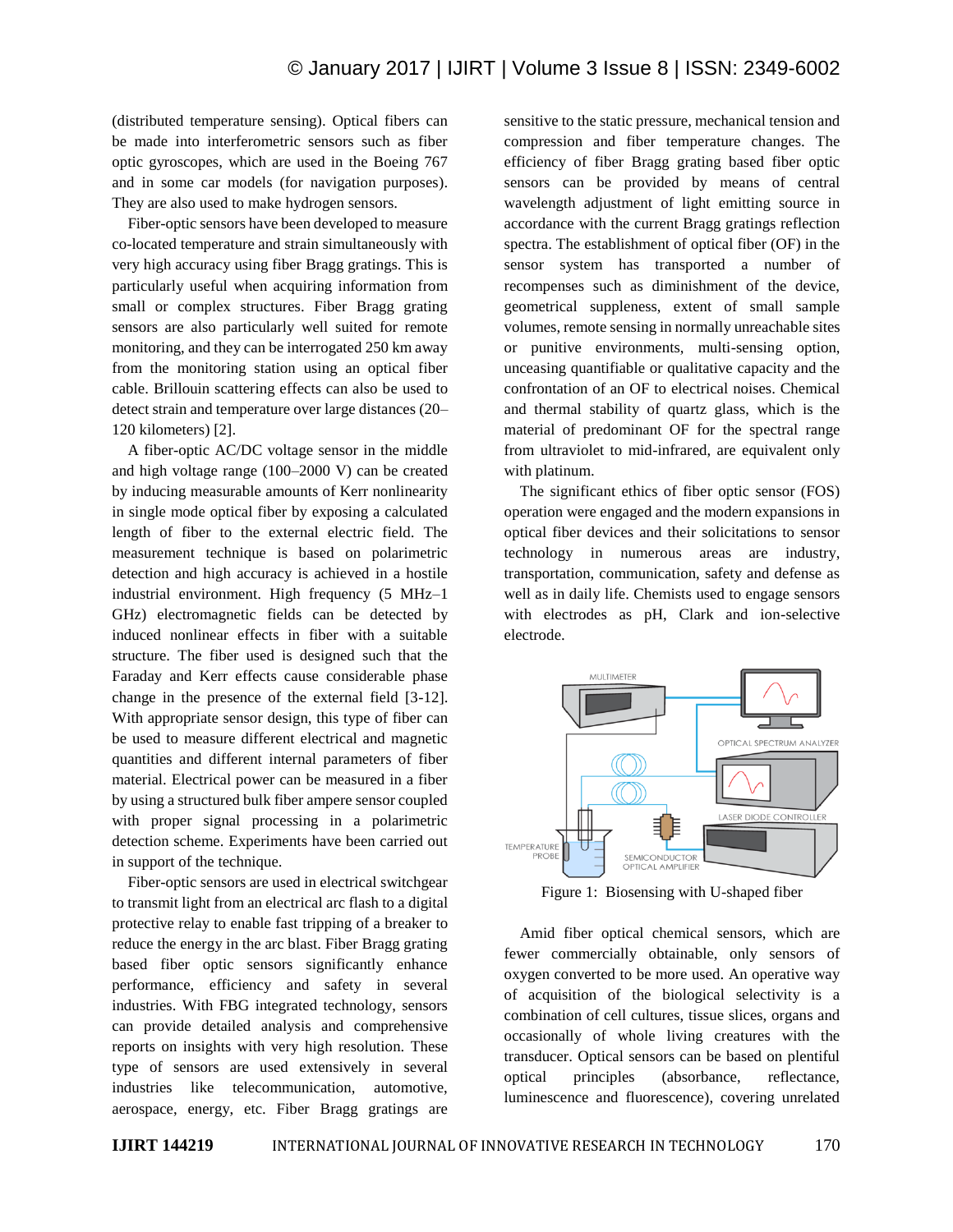(distributed temperature sensing). Optical fibers can be made into interferometric sensors such as fiber optic gyroscopes, which are used in the Boeing 767 and in some car models (for navigation purposes). They are also used to make hydrogen sensors.

Fiber-optic sensors have been developed to measure co-located temperature and strain simultaneously with very high accuracy using fiber Bragg gratings. This is particularly useful when acquiring information from small or complex structures. Fiber Bragg grating sensors are also particularly well suited for remote monitoring, and they can be interrogated 250 km away from the monitoring station using an optical fiber cable. Brillouin scattering effects can also be used to detect strain and temperature over large distances (20–120 kilometers) [2].

A fiber-optic AC/DC voltage sensor in the middle and high voltage range (100–2000 V) can be created by inducing measurable amounts of Kerr nonlinearity in single mode optical fiber by exposing a calculated length of fiber to the external electric field. The measurement technique is based on polarimetric detection and high accuracy is achieved in a hostile industrial environment. High frequency (5 MHz–1 GHz) electromagnetic fields can be detected by induced nonlinear effects in fiber with a suitable structure. The fiber used is designed such that the Faraday and Kerr effects cause considerable phase change in the presence of the external field [3-12]. With appropriate sensor design, this type of fiber can be used to measure different electrical and magnetic quantities and different internal parameters of fiber material. Electrical power can be measured in a fiber by using a structured bulk fiber ampere sensor coupled with proper signal processing in a polarimetric detection scheme. Experiments have been carried out in support of the technique.

Fiber-optic sensors are used in electrical switchgear to transmit light from an electrical arc flash to a digital protective relay to enable fast tripping of a breaker to reduce the energy in the arc blast. Fiber Bragg grating based fiber optic sensors significantly enhance performance, efficiency and safety in several industries. With FBG integrated technology, sensors can provide detailed analysis and comprehensive reports on insights with very high resolution. These type of sensors are used extensively in several industries like telecommunication, automotive, aerospace, energy, etc. Fiber Bragg gratings are sensitive to the static pressure, mechanical tension and compression and fiber temperature changes. The efficiency of fiber Bragg grating based fiber optic sensors can be provided by means of central wavelength adjustment of light emitting source in accordance with the current Bragg gratings reflection spectra. The establishment of optical fiber (OF) in the sensor system has transported a number of recompenses such as diminishment of the device, geometrical suppleness, extent of small sample volumes, remote sensing in normally unreachable sites or punitive environments, multi-sensing option, unceasing quantifiable or qualitative capacity and the confrontation of an OF to electrical noises. Chemical and thermal stability of quartz glass, which is the material of predominant OF for the spectral range from ultraviolet to mid-infrared, are equivalent only with platinum.

The significant ethics of fiber optic sensor (FOS) operation were engaged and the modern expansions in optical fiber devices and their solicitations to sensor technology in numerous areas are industry, transportation, communication, safety and defense as well as in daily life. Chemists used to engage sensors with electrodes as pH, Clark and ion-selective electrode.

Figure 1: Biosensing with U-shaped fiber

Amid fiber optical chemical sensors, which are fewer commercially obtainable, only sensors of oxygen converted to be more used. An operative way of acquisition of the biological selectivity is a combination of cell cultures, tissue slices, organs and occasionally of whole living creatures with the transducer. Optical sensors can be based on plentiful optical principles (absorbance, reflectance, luminescence and fluorescence), covering unrelated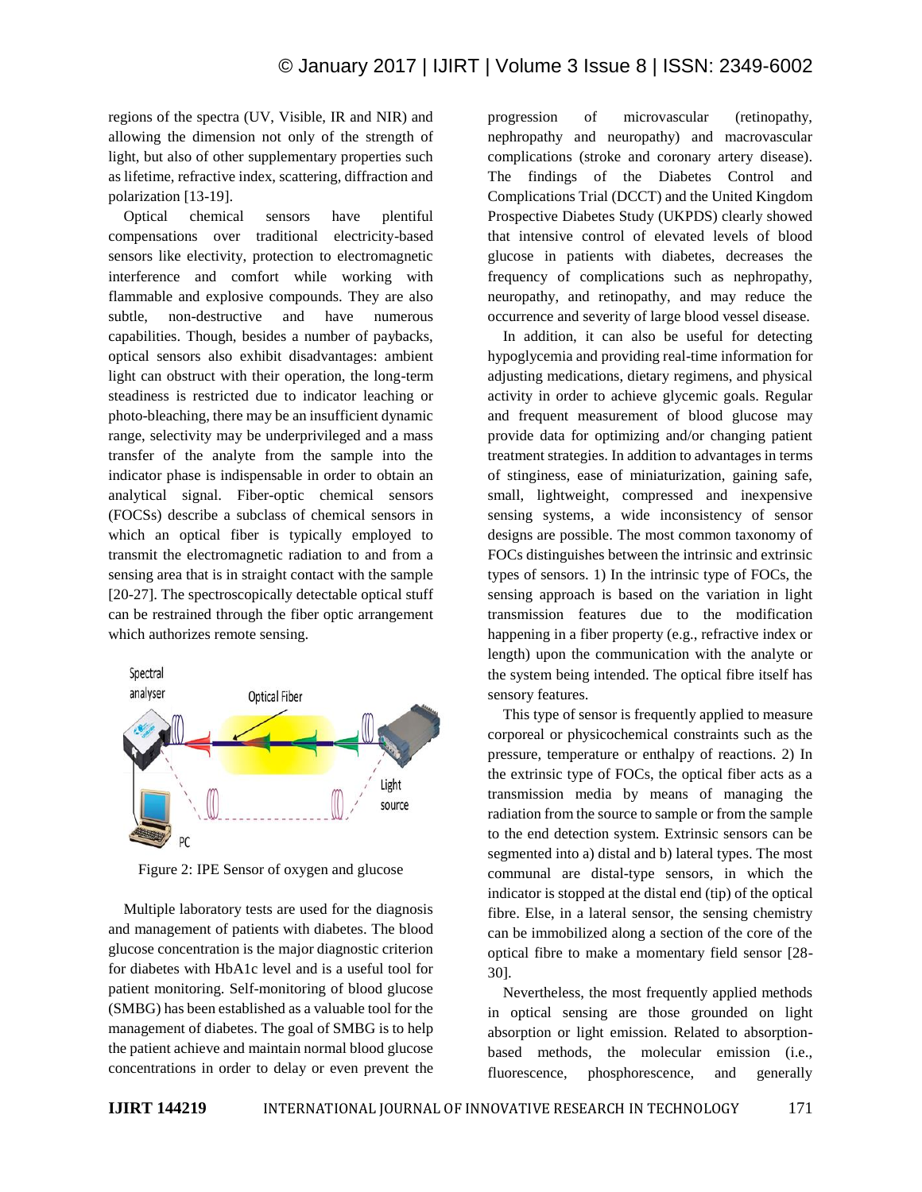regions of the spectra (UV, Visible, IR and NIR) and allowing the dimension not only of the strength of light, but also of other supplementary properties such as lifetime, refractive index, scattering, diffraction and polarization [13-19].

Optical chemical sensors have plentiful compensations over traditional electricity-based sensors like electivity, protection to electromagnetic interference and comfort while working with flammable and explosive compounds. They are also subtle, non-destructive and have numerous capabilities. Though, besides a number of paybacks, optical sensors also exhibit disadvantages: ambient light can obstruct with their operation, the long-term steadiness is restricted due to indicator leaching or photo-bleaching, there may be an insufficient dynamic range, selectivity may be underprivileged and a mass transfer of the analyte from the sample into the indicator phase is indispensable in order to obtain an analytical signal. Fiber-optic chemical sensors (FOCSs) describe a subclass of chemical sensors in which an optical fiber is typically employed to transmit the electromagnetic radiation to and from a sensing area that is in straight contact with the sample [20-27]. The spectroscopically detectable optical stuff can be restrained through the fiber optic arrangement which authorizes remote sensing.

Figure 2: IPE Sensor of oxygen and glucose

Multiple laboratory tests are used for the diagnosis and management of patients with diabetes. The blood glucose concentration is the major diagnostic criterion for diabetes with HbA1c level and is a useful tool for patient monitoring. Self-monitoring of blood glucose (SMBG) has been established as a valuable tool for the management of diabetes. The goal of SMBG is to help the patient achieve and maintain normal blood glucose concentrations in order to delay or even prevent the progression of microvascular (retinopathy, nephropathy and neuropathy) and macrovascular complications (stroke and coronary artery disease). The findings of the Diabetes Control and Complications Trial (DCCT) and the United Kingdom Prospective Diabetes Study (UKPDS) clearly showed that intensive control of elevated levels of blood glucose in patients with diabetes, decreases the frequency of complications such as nephropathy, neuropathy, and retinopathy, and may reduce the occurrence and severity of large blood vessel disease.

In addition, it can also be useful for detecting hypoglycemia and providing real-time information for adjusting medications, dietary regimens, and physical activity in order to achieve glycemic goals. Regular and frequent measurement of blood glucose may provide data for optimizing and/or changing patient treatment strategies. In addition to advantages in terms of stinginess, ease of miniaturization, gaining safe, small, lightweight, compressed and inexpensive sensing systems, a wide inconsistency of sensor designs are possible. The most common taxonomy of FOCs distinguishes between the intrinsic and extrinsic types of sensors. 1) In the intrinsic type of FOCs, the sensing approach is based on the variation in light transmission features due to the modification happening in a fiber property (e.g., refractive index or length) upon the communication with the analyte or the system being intended. The optical fibre itself has sensory features.

This type of sensor is frequently applied to measure corporeal or physicochemical constraints such as the pressure, temperature or enthalpy of reactions. 2) In the extrinsic type of FOCs, the optical fiber acts as a transmission media by means of managing the radiation from the source to sample or from the sample to the end detection system. Extrinsic sensors can be segmented into a) distal and b) lateral types. The most communal are distal-type sensors, in which the indicator is stopped at the distal end (tip) of the optical fibre. Else, in a lateral sensor, the sensing chemistry can be immobilized along a section of the core of the optical fibre to make a momentary field sensor [28-30].

Nevertheless, the most frequently applied methods in optical sensing are those grounded on light absorption or light emission. Related to absorption-based methods, the molecular emission (i.e., fluorescence, phosphorescence, and generally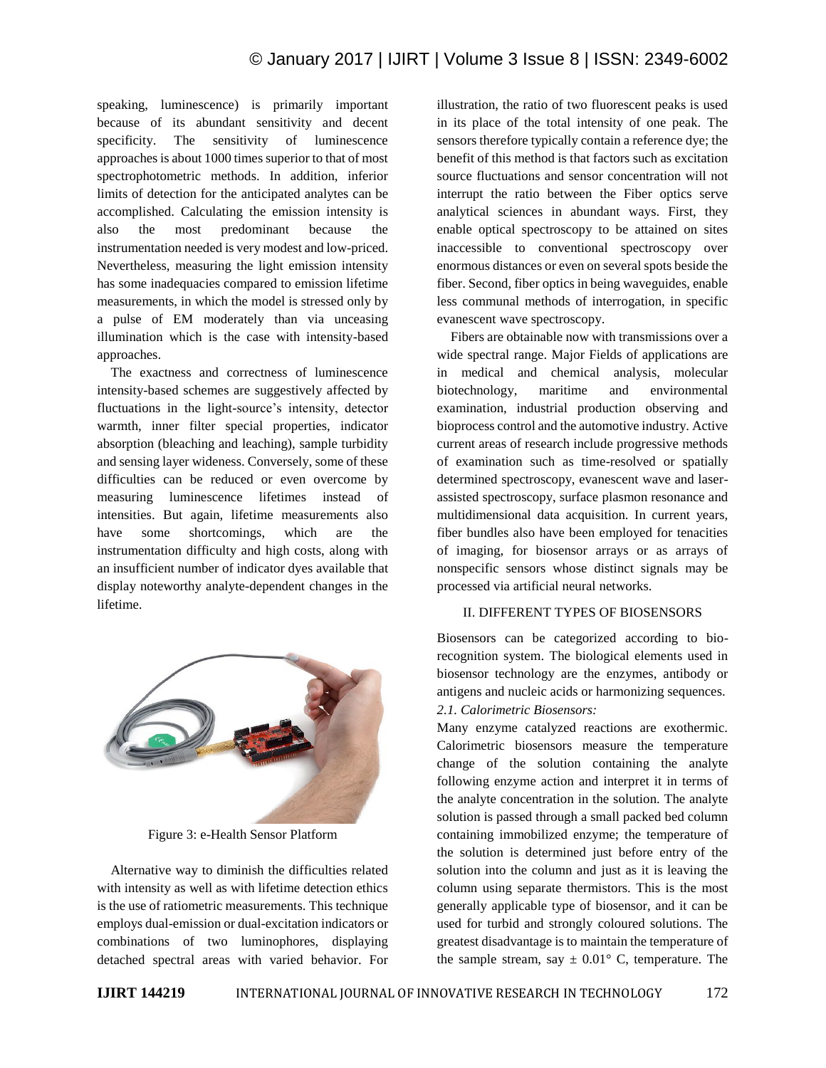speaking, luminescence) is primarily important because of its abundant sensitivity and decent specificity. The sensitivity of luminescence approaches is about 1000 times superior to that of most spectrophotometric methods. In addition, inferior limits of detection for the anticipated analytes can be accomplished. Calculating the emission intensity is also the most predominant because the instrumentation needed is very modest and low-priced. Nevertheless, measuring the light emission intensity has some inadequacies compared to emission lifetime measurements, in which the model is stressed only by a pulse of EM moderately than via unceasing illumination which is the case with intensity-based approaches.

The exactness and correctness of luminescence intensity-based schemes are suggestively affected by fluctuations in the light-source's intensity, detector warmth, inner filter special properties, indicator absorption (bleaching and leaching), sample turbidity and sensing layer wideness. Conversely, some of these difficulties can be reduced or even overcome by measuring luminescence lifetimes instead of intensities. But again, lifetime measurements also have some shortcomings, which are the instrumentation difficulty and high costs, along with an insufficient number of indicator dyes available that display noteworthy analyte-dependent changes in the lifetime.

Figure 3: e-Health Sensor Platform

Alternative way to diminish the difficulties related with intensity as well as with lifetime detection ethics is the use of ratiometric measurements. This technique employs dual-emission or dual-excitation indicators or combinations of two luminophores, displaying detached spectral areas with varied behavior. For illustration, the ratio of two fluorescent peaks is used in its place of the total intensity of one peak. The sensors therefore typically contain a reference dye; the benefit of this method is that factors such as excitation source fluctuations and sensor concentration will not interrupt the ratio between the Fiber optics serve analytical sciences in abundant ways. First, they enable optical spectroscopy to be attained on sites inaccessible to conventional spectroscopy over enormous distances or even on several spots beside the fiber. Second, fiber optics in being waveguides, enable less communal methods of interrogation, in specific evanescent wave spectroscopy.

Fibers are obtainable now with transmissions over a wide spectral range. Major Fields of applications are in medical and chemical analysis, molecular biotechnology, maritime and environmental examination, industrial production observing and bioprocess control and the automotive industry. Active current areas of research include progressive methods of examination such as time-resolved or spatially determined spectroscopy, evanescent wave and laser-assisted spectroscopy, surface plasmon resonance and multidimensional data acquisition. In current years, fiber bundles also have been employed for tenacities of imaging, for biosensor arrays or as arrays of nonspecific sensors whose distinct signals may be processed via artificial neural networks.

## II. DIFFERENT TYPES OF BIOSENSORS

Biosensors can be categorized according to bio-recognition system. The biological elements used in biosensor technology are the enzymes, antibody or antigens and nucleic acids or harmonizing sequences.

### *2.1. Calorimetric Biosensors:*

Many enzyme catalyzed reactions are exothermic. Calorimetric biosensors measure the temperature change of the solution containing the analyte following enzyme action and interpret it in terms of the analyte concentration in the solution. The analyte solution is passed through a small packed bed column containing immobilized enzyme; the temperature of the solution is determined just before entry of the solution into the column and just as it is leaving the column using separate thermistors. This is the most generally applicable type of biosensor, and it can be used for turbid and strongly coloured solutions. The greatest disadvantage is to maintain the temperature of the sample stream, say $\pm$ 0.01° C, temperature. The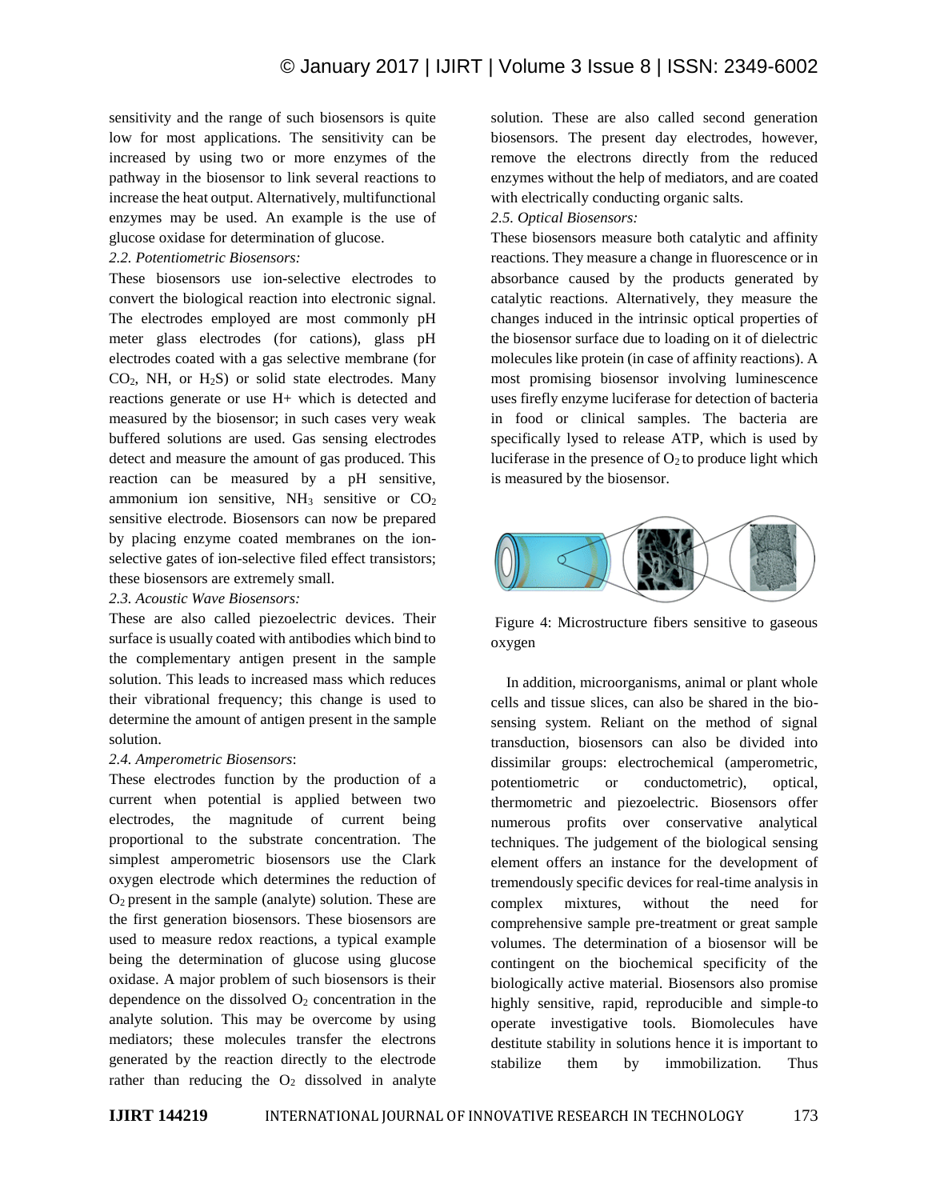sensitivity and the range of such biosensors is quite low for most applications. The sensitivity can be increased by using two or more enzymes of the pathway in the biosensor to link several reactions to increase the heat output. Alternatively, multifunctional enzymes may be used. An example is the use of glucose oxidase for determination of glucose.

*2.2. Potentiometric Biosensors:*

These biosensors use ion-selective electrodes to convert the biological reaction into electronic signal. The electrodes employed are most commonly pH meter glass electrodes (for cations), glass pH electrodes coated with a gas selective membrane (for $CO_2$, NH, or $H_2S$) or solid state electrodes. Many reactions generate or use H+ which is detected and measured by the biosensor; in such cases very weak buffered solutions are used. Gas sensing electrodes detect and measure the amount of gas produced. This reaction can be measured by a pH sensitive, ammonium ion sensitive, $NH_3$ sensitive or $CO_2$ sensitive electrode. Biosensors can now be prepared by placing enzyme coated membranes on the ion-selective gates of ion-selective filed effect transistors; these biosensors are extremely small.

*2.3. Acoustic Wave Biosensors:*

These are also called piezoelectric devices. Their surface is usually coated with antibodies which bind to the complementary antigen present in the sample solution. This leads to increased mass which reduces their vibrational frequency; this change is used to determine the amount of antigen present in the sample solution.

*2.4. Amperometric Biosensors*:

These electrodes function by the production of a current when potential is applied between two electrodes, the magnitude of current being proportional to the substrate concentration. The simplest amperometric biosensors use the Clark oxygen electrode which determines the reduction of $O_2$ present in the sample (analyte) solution. These are the first generation biosensors. These biosensors are used to measure redox reactions, a typical example being the determination of glucose using glucose oxidase. A major problem of such biosensors is their dependence on the dissolved $O_2$ concentration in the analyte solution. This may be overcome by using mediators; these molecules transfer the electrons generated by the reaction directly to the electrode rather than reducing the $O_2$ dissolved in analyte solution. These are also called second generation biosensors. The present day electrodes, however, remove the electrons directly from the reduced enzymes without the help of mediators, and are coated with electrically conducting organic salts.

*2.5. Optical Biosensors:*

These biosensors measure both catalytic and affinity reactions. They measure a change in fluorescence or in absorbance caused by the products generated by catalytic reactions. Alternatively, they measure the changes induced in the intrinsic optical properties of the biosensor surface due to loading on it of dielectric molecules like protein (in case of affinity reactions). A most promising biosensor involving luminescence uses firefly enzyme luciferase for detection of bacteria in food or clinical samples. The bacteria are specifically lysed to release ATP, which is used by luciferase in the presence of $O_2$ to produce light which is measured by the biosensor.

Figure 4: Microstructure fibers sensitive to gaseous oxygen

In addition, microorganisms, animal or plant whole cells and tissue slices, can also be shared in the bio-sensing system. Reliant on the method of signal transduction, biosensors can also be divided into dissimilar groups: electrochemical (amperometric, potentiometric or conductometric), optical, thermometric and piezoelectric. Biosensors offer numerous profits over conservative analytical techniques. The judgement of the biological sensing element offers an instance for the development of tremendously specific devices for real-time analysis in complex mixtures, without the need for comprehensive sample pre-treatment or great sample volumes. The determination of a biosensor will be contingent on the biochemical specificity of the biologically active material. Biosensors also promise highly sensitive, rapid, reproducible and simple-to operate investigative tools. Biomolecules have destitute stability in solutions hence it is important to stabilize them by immobilization. Thus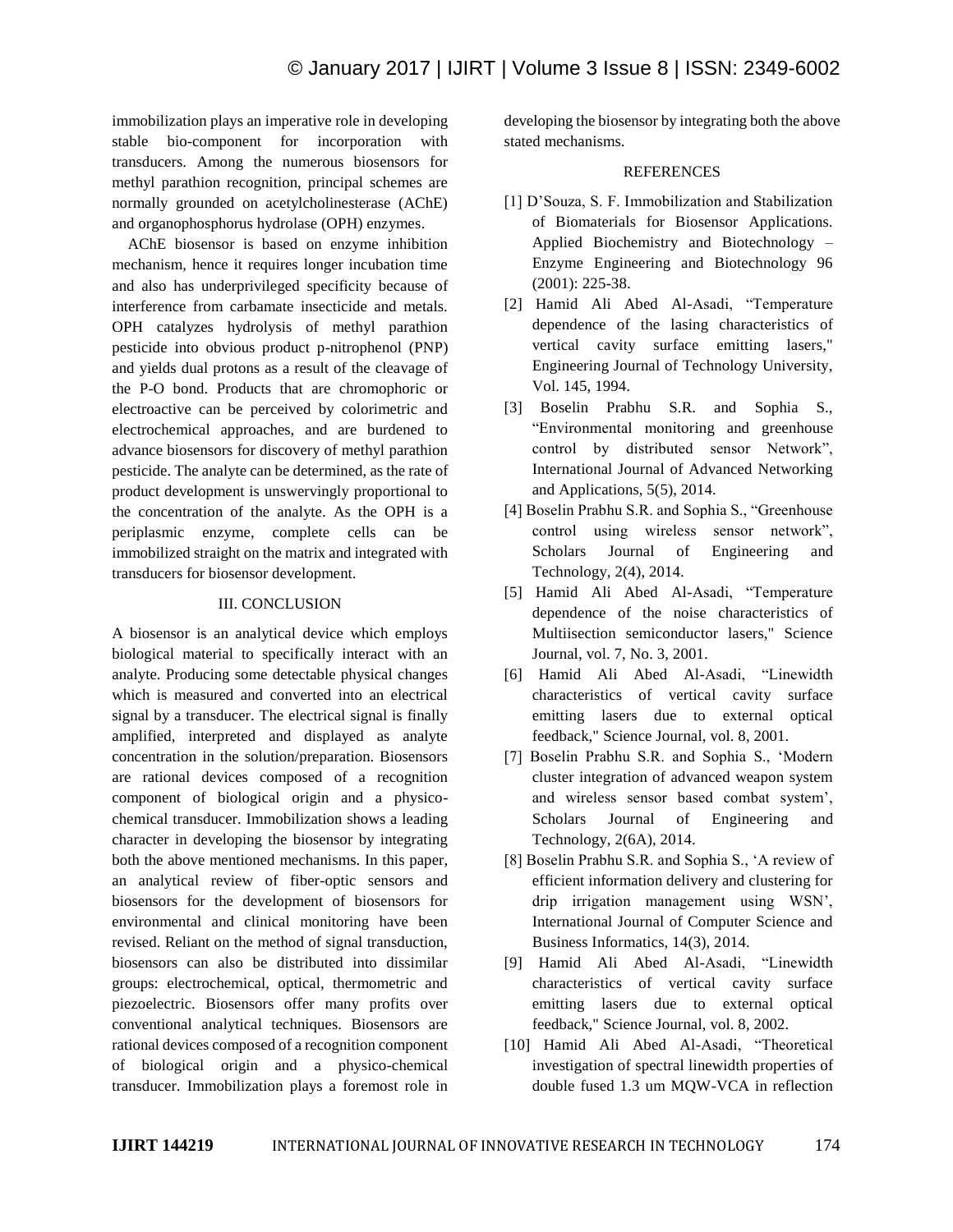immobilization plays an imperative role in developing stable bio-component for incorporation with transducers. Among the numerous biosensors for methyl parathion recognition, principal schemes are normally grounded on acetylcholinesterase (AChE) and organophosphorus hydrolase (OPH) enzymes.

AChE biosensor is based on enzyme inhibition mechanism, hence it requires longer incubation time and also has underprivileged specificity because of interference from carbamate insecticide and metals. OPH catalyzes hydrolysis of methyl parathion pesticide into obvious product p-nitrophenol (PNP) and yields dual protons as a result of the cleavage of the P-O bond. Products that are chromophoric or electroactive can be perceived by colorimetric and electrochemical approaches, and are burdened to advance biosensors for discovery of methyl parathion pesticide. The analyte can be determined, as the rate of product development is unswervingly proportional to the concentration of the analyte. As the OPH is a periplasmic enzyme, complete cells can be immobilized straight on the matrix and integrated with transducers for biosensor development.

## III. CONCLUSION

A biosensor is an analytical device which employs biological material to specifically interact with an analyte. Producing some detectable physical changes which is measured and converted into an electrical signal by a transducer. The electrical signal is finally amplified, interpreted and displayed as analyte concentration in the solution/preparation. Biosensors are rational devices composed of a recognition component of biological origin and a physico-chemical transducer. Immobilization shows a leading character in developing the biosensor by integrating both the above mentioned mechanisms. In this paper, an analytical review of fiber-optic sensors and biosensors for the development of biosensors for environmental and clinical monitoring have been revised. Reliant on the method of signal transduction, biosensors can also be distributed into dissimilar groups: electrochemical, optical, thermometric and piezoelectric. Biosensors offer many profits over conventional analytical techniques. Biosensors are rational devices composed of a recognition component of biological origin and a physico-chemical transducer. Immobilization plays a foremost role in developing the biosensor by integrating both the above stated mechanisms.

## REFERENCES

[1] D'Souza, S. F. Immobilization and Stabilization of Biomaterials for Biosensor Applications. Applied Biochemistry and Biotechnology – Enzyme Engineering and Biotechnology 96 (2001): 225-38.

[2] Hamid Ali Abed Al-Asadi, "Temperature dependence of the lasing characteristics of vertical cavity surface emitting lasers," Engineering Journal of Technology University, Vol. 145, 1994.

[3] Boselin Prabhu S.R. and Sophia S., "Environmental monitoring and greenhouse control by distributed sensor Network", International Journal of Advanced Networking and Applications, 5(5), 2014.

[4] Boselin Prabhu S.R. and Sophia S., "Greenhouse control using wireless sensor network", Scholars Journal of Engineering and Technology, 2(4), 2014.

[5] Hamid Ali Abed Al-Asadi, "Temperature dependence of the noise characteristics of Multiisection semiconductor lasers," Science Journal, vol. 7, No. 3, 2001.

[6] Hamid Ali Abed Al-Asadi, "Linewidth characteristics of vertical cavity surface emitting lasers due to external optical feedback," Science Journal, vol. 8, 2001.

[7] Boselin Prabhu S.R. and Sophia S., 'Modern cluster integration of advanced weapon system and wireless sensor based combat system', Scholars Journal of Engineering and Technology, 2(6A), 2014.

[8] Boselin Prabhu S.R. and Sophia S., 'A review of efficient information delivery and clustering for drip irrigation management using WSN', International Journal of Computer Science and Business Informatics, 14(3), 2014.

[9] Hamid Ali Abed Al-Asadi, "Linewidth characteristics of vertical cavity surface emitting lasers due to external optical feedback," Science Journal, vol. 8, 2002.

[10] Hamid Ali Abed Al-Asadi, "Theoretical investigation of spectral linewidth properties of double fused 1.3 um MQW-VCA in reflection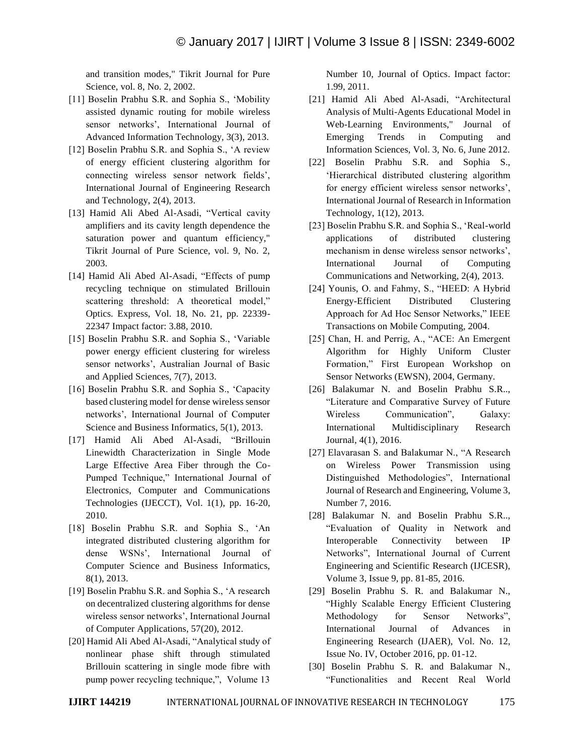and transition modes," Tikrit Journal for Pure Science, vol. 8, No. 2, 2002.

[11] Boselin Prabhu S.R. and Sophia S., 'Mobility assisted dynamic routing for mobile wireless sensor networks', International Journal of Advanced Information Technology, 3(3), 2013.

[12] Boselin Prabhu S.R. and Sophia S., 'A review of energy efficient clustering algorithm for connecting wireless sensor network fields', International Journal of Engineering Research and Technology, 2(4), 2013.

[13] Hamid Ali Abed Al-Asadi, "Vertical cavity amplifiers and its cavity length dependence the saturation power and quantum efficiency," Tikrit Journal of Pure Science, vol. 9, No. 2, 2003.

[14] Hamid Ali Abed Al-Asadi, "Effects of pump recycling technique on stimulated Brillouin scattering threshold: A theoretical model," Optics. Express, Vol. 18, No. 21, pp. 22339-22347 Impact factor: 3.88, 2010.

[15] Boselin Prabhu S.R. and Sophia S., 'Variable power energy efficient clustering for wireless sensor networks', Australian Journal of Basic and Applied Sciences, 7(7), 2013.

[16] Boselin Prabhu S.R. and Sophia S., 'Capacity based clustering model for dense wireless sensor networks', International Journal of Computer Science and Business Informatics, 5(1), 2013.

[17] Hamid Ali Abed Al-Asadi, "Brillouin Linewidth Characterization in Single Mode Large Effective Area Fiber through the Co-Pumped Technique," International Journal of Electronics, Computer and Communications Technologies (IJECCT), Vol. 1(1), pp. 16-20, 2010.

[18] Boselin Prabhu S.R. and Sophia S., 'An integrated distributed clustering algorithm for dense WSNs', International Journal of Computer Science and Business Informatics, 8(1), 2013.

[19] Boselin Prabhu S.R. and Sophia S., 'A research on decentralized clustering algorithms for dense wireless sensor networks', International Journal of Computer Applications, 57(20), 2012.

[20] Hamid Ali Abed Al-Asadi, "Analytical study of nonlinear phase shift through stimulated Brillouin scattering in single mode fibre with pump power recycling technique,", Volume 13 Number 10, Journal of Optics. Impact factor: 1.99, 2011.

[21] Hamid Ali Abed Al-Asadi, "Architectural Analysis of Multi-Agents Educational Model in Web-Learning Environments," Journal of Emerging Trends in Computing and Information Sciences, Vol. 3, No. 6, June 2012.

[22] Boselin Prabhu S.R. and Sophia S., 'Hierarchical distributed clustering algorithm for energy efficient wireless sensor networks', International Journal of Research in Information Technology, 1(12), 2013.

[23] Boselin Prabhu S.R. and Sophia S., 'Real-world applications of distributed clustering mechanism in dense wireless sensor networks', International Journal of Computing Communications and Networking, 2(4), 2013.

[24] Younis, O. and Fahmy, S., "HEED: A Hybrid Energy-Efficient Distributed Clustering Approach for Ad Hoc Sensor Networks," IEEE Transactions on Mobile Computing, 2004.

[25] Chan, H. and Perrig, A., "ACE: An Emergent Algorithm for Highly Uniform Cluster Formation," First European Workshop on Sensor Networks (EWSN), 2004, Germany.

[26] Balakumar N. and Boselin Prabhu S.R.., "Literature and Comparative Survey of Future Wireless Communication", Galaxy: International Multidisciplinary Research Journal, 4(1), 2016.

[27] Elavarasan S. and Balakumar N., "A Research on Wireless Power Transmission using Distinguished Methodologies", International Journal of Research and Engineering, Volume 3, Number 7, 2016.

[28] Balakumar N. and Boselin Prabhu S.R.., "Evaluation of Quality in Network and Interoperable Connectivity between IP Networks", International Journal of Current Engineering and Scientific Research (IJCESR), Volume 3, Issue 9, pp. 81-85, 2016.

[29] Boselin Prabhu S. R. and Balakumar N., "Highly Scalable Energy Efficient Clustering Methodology for Sensor Networks", International Journal of Advances in Engineering Research (IJAER), Vol. No. 12, Issue No. IV, October 2016, pp. 01-12.

[30] Boselin Prabhu S. R. and Balakumar N., "Functionalities and Recent Real World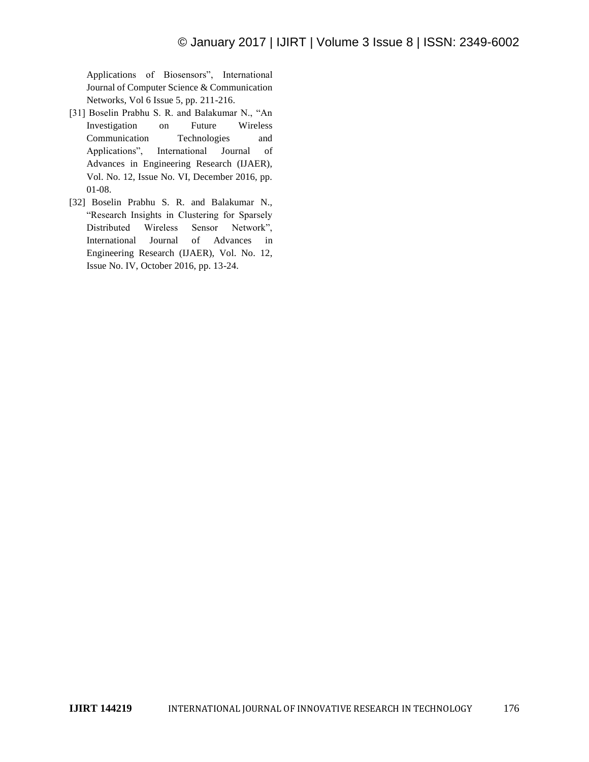Applications of Biosensors", International Journal of Computer Science & Communication Networks, Vol 6 Issue 5, pp. 211-216.

[31] Boselin Prabhu S. R. and Balakumar N., "An Investigation on Future Wireless Communication Technologies and Applications", International Journal of Advances in Engineering Research (IJAER), Vol. No. 12, Issue No. VI, December 2016, pp. 01-08.

[32] Boselin Prabhu S. R. and Balakumar N., "Research Insights in Clustering for Sparsely Distributed Wireless Sensor Network", International Journal of Advances in Engineering Research (IJAER), Vol. No. 12, Issue No. IV, October 2016, pp. 13-24.